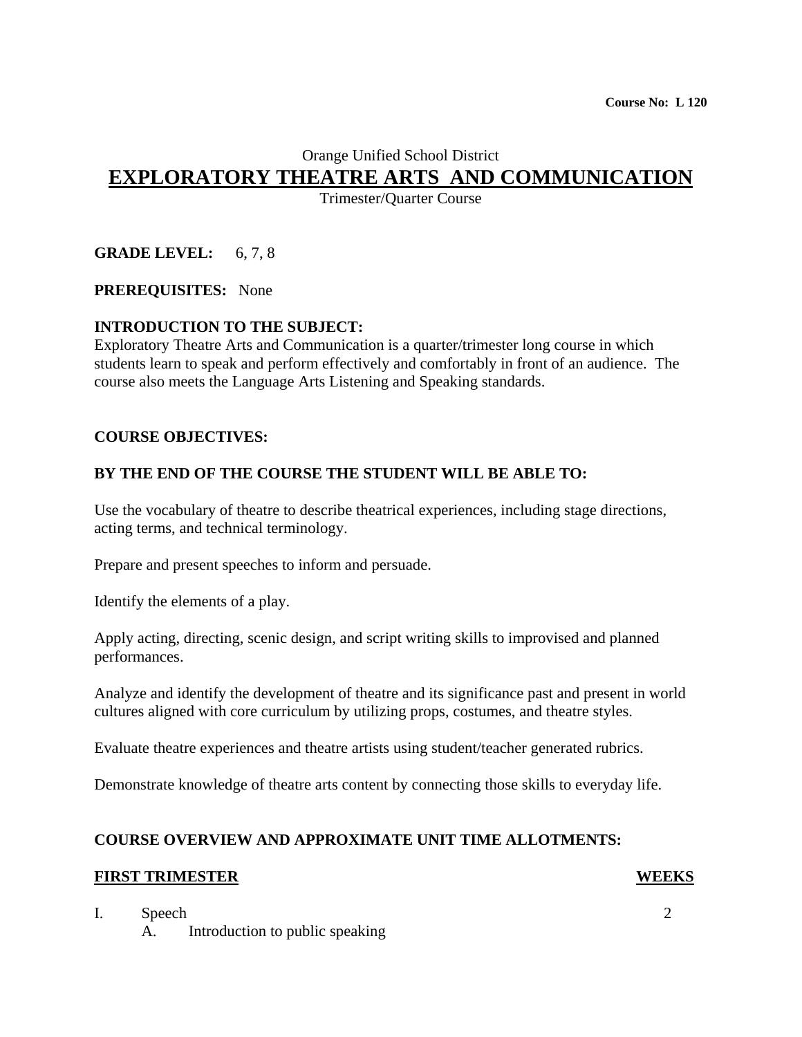Course No: L 120

Orange Unified School District

# EXPLORATORY THEATRE ARTS AND COMMUNICATION

Trimester/Quarter Course

**GRADE LEVEL:** 6, 7, 8

**PREREQUISITES:** None

**INTRODUCTION TO THE SUBJECT:**
Exploratory Theatre Arts and Communication is a quarter/trimester long course in which students learn to speak and perform effectively and comfortably in front of an audience. The course also meets the Language Arts Listening and Speaking standards.

**COURSE OBJECTIVES:**

**BY THE END OF THE COURSE THE STUDENT WILL BE ABLE TO:**

Use the vocabulary of theatre to describe theatrical experiences, including stage directions, acting terms, and technical terminology.

Prepare and present speeches to inform and persuade.

Identify the elements of a play.

Apply acting, directing, scenic design, and script writing skills to improvised and planned performances.

Analyze and identify the development of theatre and its significance past and present in world cultures aligned with core curriculum by utilizing props, costumes, and theatre styles.

Evaluate theatre experiences and theatre artists using student/teacher generated rubrics.

Demonstrate knowledge of theatre arts content by connecting those skills to everyday life.

**COURSE OVERVIEW AND APPROXIMATE UNIT TIME ALLOTMENTS:**

| **FIRST TRIMESTER** | **WEEKS** |
|---|---|
| I. Speech | 2 |
| &nbsp;&nbsp;&nbsp;&nbsp;A. Introduction to public speaking | |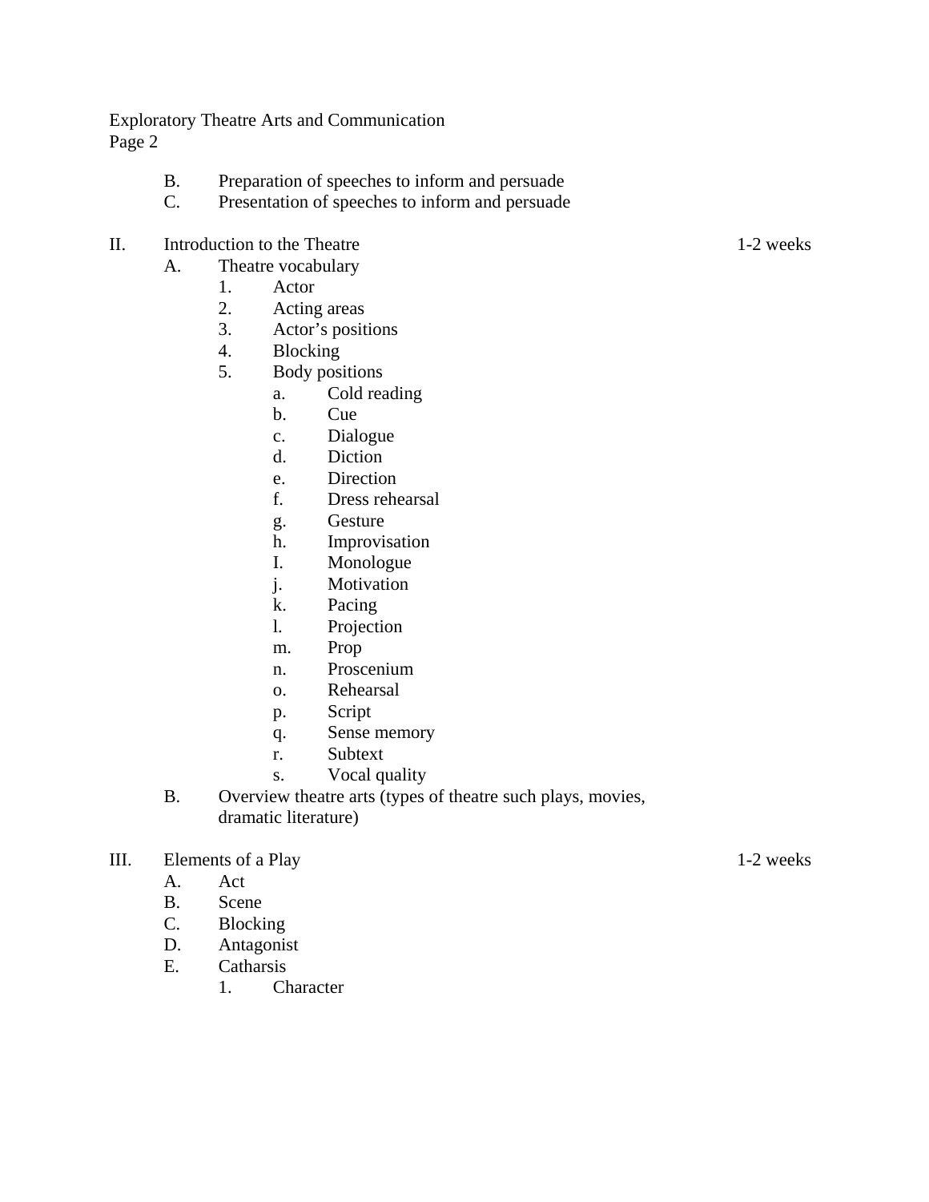B. Preparation of speeches to inform and persuade
C. Presentation of speeches to inform and persuade

II. Introduction to the Theatre — 1-2 weeks
   A. Theatre vocabulary
      1. Actor
      2. Acting areas
      3. Actor's positions
      4. Blocking
      5. Body positions
         a. Cold reading
         b. Cue
         c. Dialogue
         d. Diction
         e. Direction
         f. Dress rehearsal
         g. Gesture
         h. Improvisation
         I. Monologue
         j. Motivation
         k. Pacing
         l. Projection
         m. Prop
         n. Proscenium
         o. Rehearsal
         p. Script
         q. Sense memory
         r. Subtext
         s. Vocal quality
   B. Overview theatre arts (types of theatre such plays, movies, dramatic literature)

III. Elements of a Play — 1-2 weeks
   A. Act
   B. Scene
   C. Blocking
   D. Antagonist
   E. Catharsis
      1. Character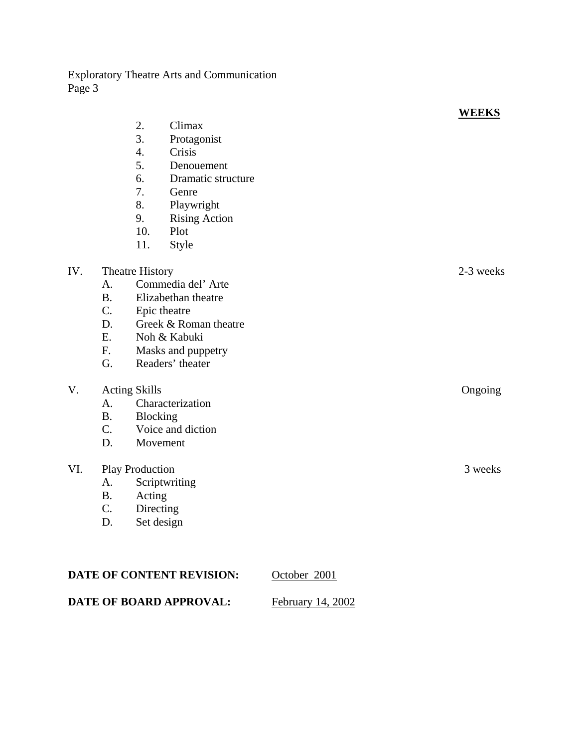**WEEKS**

2. Climax
3. Protagonist
4. Crisis
5. Denouement
6. Dramatic structure
7. Genre
8. Playwright
9. Rising Action
10. Plot
11. Style

IV. Theatre History — 2-3 weeks

- A. Commedia del' Arte
- B. Elizabethan theatre
- C. Epic theatre
- D. Greek & Roman theatre
- E. Noh & Kabuki
- F. Masks and puppetry
- G. Readers' theater

V. Acting Skills — Ongoing

- A. Characterization
- B. Blocking
- C. Voice and diction
- D. Movement

VI. Play Production — 3 weeks

- A. Scriptwriting
- B. Acting
- C. Directing
- D. Set design

**DATE OF CONTENT REVISION:** October 2001

**DATE OF BOARD APPROVAL:** February 14, 2002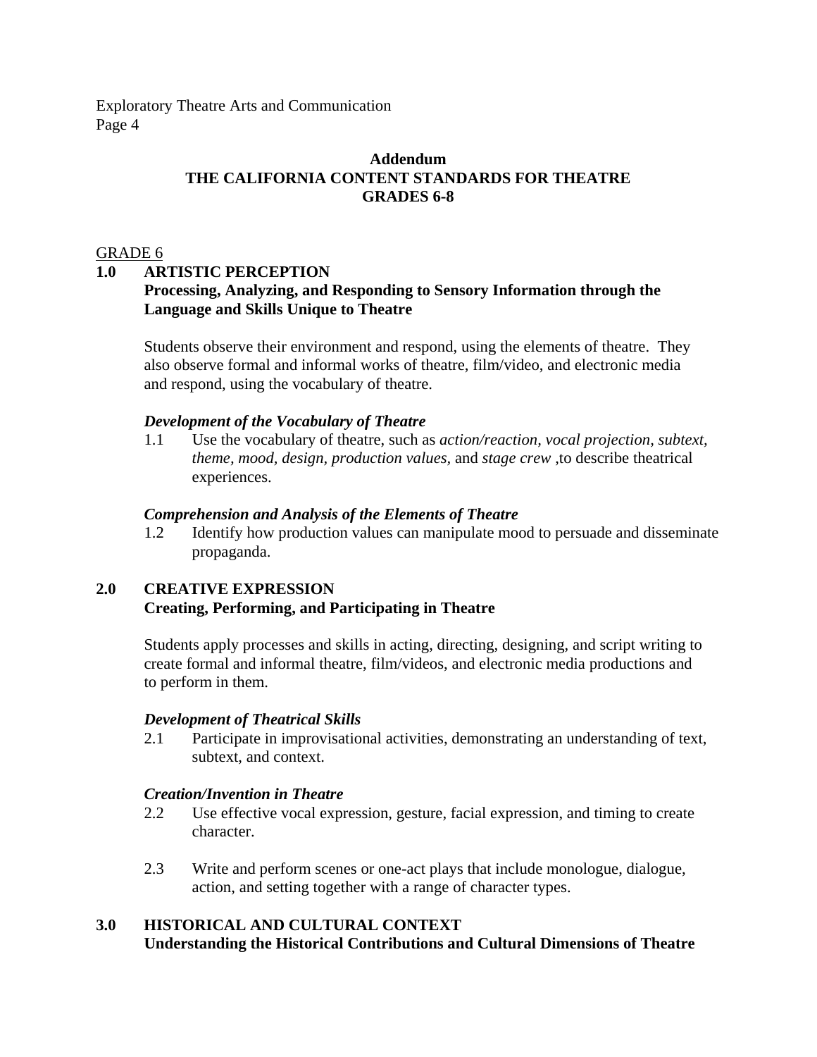**Addendum**
**THE CALIFORNIA CONTENT STANDARDS FOR THEATRE**
**GRADES 6-8**

GRADE 6

**1.0 ARTISTIC PERCEPTION**
**Processing, Analyzing, and Responding to Sensory Information through the Language and Skills Unique to Theatre**

Students observe their environment and respond, using the elements of theatre. They also observe formal and informal works of theatre, film/video, and electronic media and respond, using the vocabulary of theatre.

***Development of the Vocabulary of Theatre***

1.1 Use the vocabulary of theatre, such as *action/reaction*, *vocal projection*, *subtext*, *theme*, *mood*, *design*, *production values*, and *stage crew* ,to describe theatrical experiences.

***Comprehension and Analysis of the Elements of Theatre***

1.2 Identify how production values can manipulate mood to persuade and disseminate propaganda.

**2.0 CREATIVE EXPRESSION**
**Creating, Performing, and Participating in Theatre**

Students apply processes and skills in acting, directing, designing, and script writing to create formal and informal theatre, film/videos, and electronic media productions and to perform in them.

***Development of Theatrical Skills***

2.1 Participate in improvisational activities, demonstrating an understanding of text, subtext, and context.

***Creation/Invention in Theatre***

2.2 Use effective vocal expression, gesture, facial expression, and timing to create character.

2.3 Write and perform scenes or one-act plays that include monologue, dialogue, action, and setting together with a range of character types.

**3.0 HISTORICAL AND CULTURAL CONTEXT**
**Understanding the Historical Contributions and Cultural Dimensions of Theatre**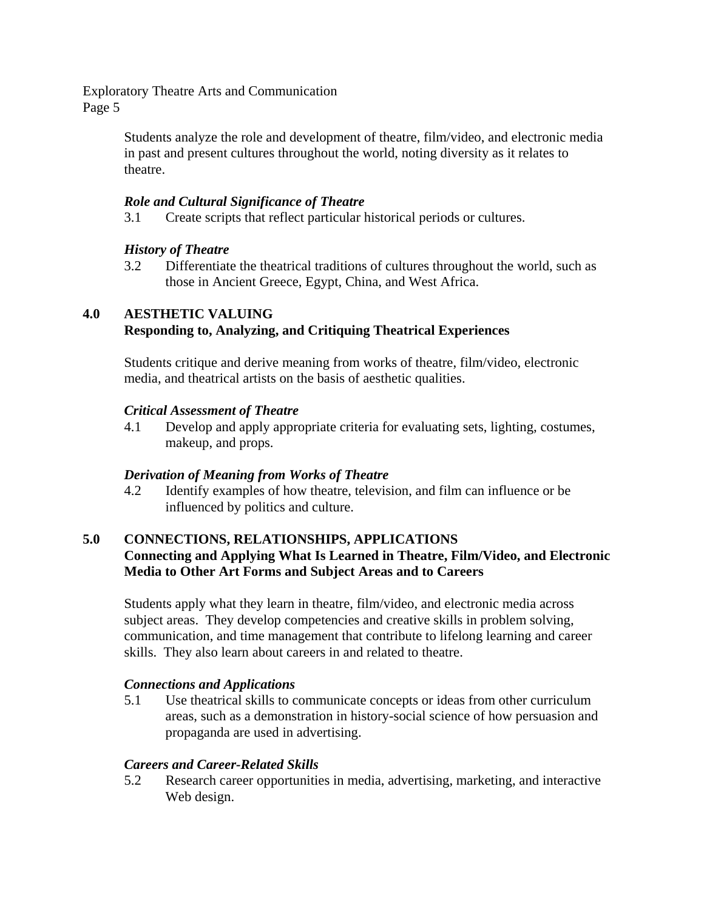Students analyze the role and development of theatre, film/video, and electronic media in past and present cultures throughout the world, noting diversity as it relates to theatre.

***Role and Cultural Significance of Theatre***

3.1 Create scripts that reflect particular historical periods or cultures.

***History of Theatre***

3.2 Differentiate the theatrical traditions of cultures throughout the world, such as those in Ancient Greece, Egypt, China, and West Africa.

## 4.0 AESTHETIC VALUING
**Responding to, Analyzing, and Critiquing Theatrical Experiences**

Students critique and derive meaning from works of theatre, film/video, electronic media, and theatrical artists on the basis of aesthetic qualities.

***Critical Assessment of Theatre***

4.1 Develop and apply appropriate criteria for evaluating sets, lighting, costumes, makeup, and props.

***Derivation of Meaning from Works of Theatre***

4.2 Identify examples of how theatre, television, and film can influence or be influenced by politics and culture.

## 5.0 CONNECTIONS, RELATIONSHIPS, APPLICATIONS
**Connecting and Applying What Is Learned in Theatre, Film/Video, and Electronic Media to Other Art Forms and Subject Areas and to Careers**

Students apply what they learn in theatre, film/video, and electronic media across subject areas. They develop competencies and creative skills in problem solving, communication, and time management that contribute to lifelong learning and career skills. They also learn about careers in and related to theatre.

***Connections and Applications***

5.1 Use theatrical skills to communicate concepts or ideas from other curriculum areas, such as a demonstration in history-social science of how persuasion and propaganda are used in advertising.

***Careers and Career-Related Skills***

5.2 Research career opportunities in media, advertising, marketing, and interactive Web design.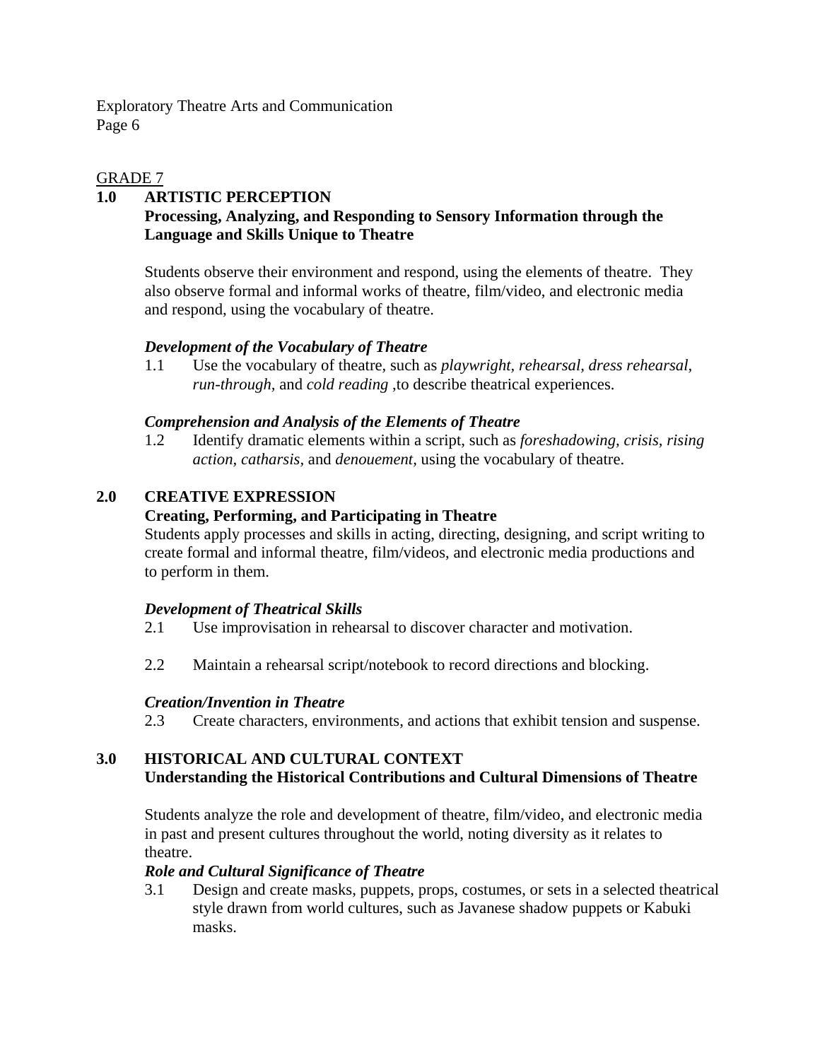## GRADE 7

## 1.0 ARTISTIC PERCEPTION

**Processing, Analyzing, and Responding to Sensory Information through the Language and Skills Unique to Theatre**

Students observe their environment and respond, using the elements of theatre. They also observe formal and informal works of theatre, film/video, and electronic media and respond, using the vocabulary of theatre.

***Development of the Vocabulary of Theatre***

1.1 Use the vocabulary of theatre, such as *playwright, rehearsal, dress rehearsal, run-through,* and *cold reading* ,to describe theatrical experiences.

***Comprehension and Analysis of the Elements of Theatre***

1.2 Identify dramatic elements within a script, such as *foreshadowing, crisis, rising action, catharsis,* and *denouement,* using the vocabulary of theatre.

## 2.0 CREATIVE EXPRESSION

**Creating, Performing, and Participating in Theatre**

Students apply processes and skills in acting, directing, designing, and script writing to create formal and informal theatre, film/videos, and electronic media productions and to perform in them.

***Development of Theatrical Skills***

2.1 Use improvisation in rehearsal to discover character and motivation.

2.2 Maintain a rehearsal script/notebook to record directions and blocking.

***Creation/Invention in Theatre***

2.3 Create characters, environments, and actions that exhibit tension and suspense.

## 3.0 HISTORICAL AND CULTURAL CONTEXT

**Understanding the Historical Contributions and Cultural Dimensions of Theatre**

Students analyze the role and development of theatre, film/video, and electronic media in past and present cultures throughout the world, noting diversity as it relates to theatre.

***Role and Cultural Significance of Theatre***

3.1 Design and create masks, puppets, props, costumes, or sets in a selected theatrical style drawn from world cultures, such as Javanese shadow puppets or Kabuki masks.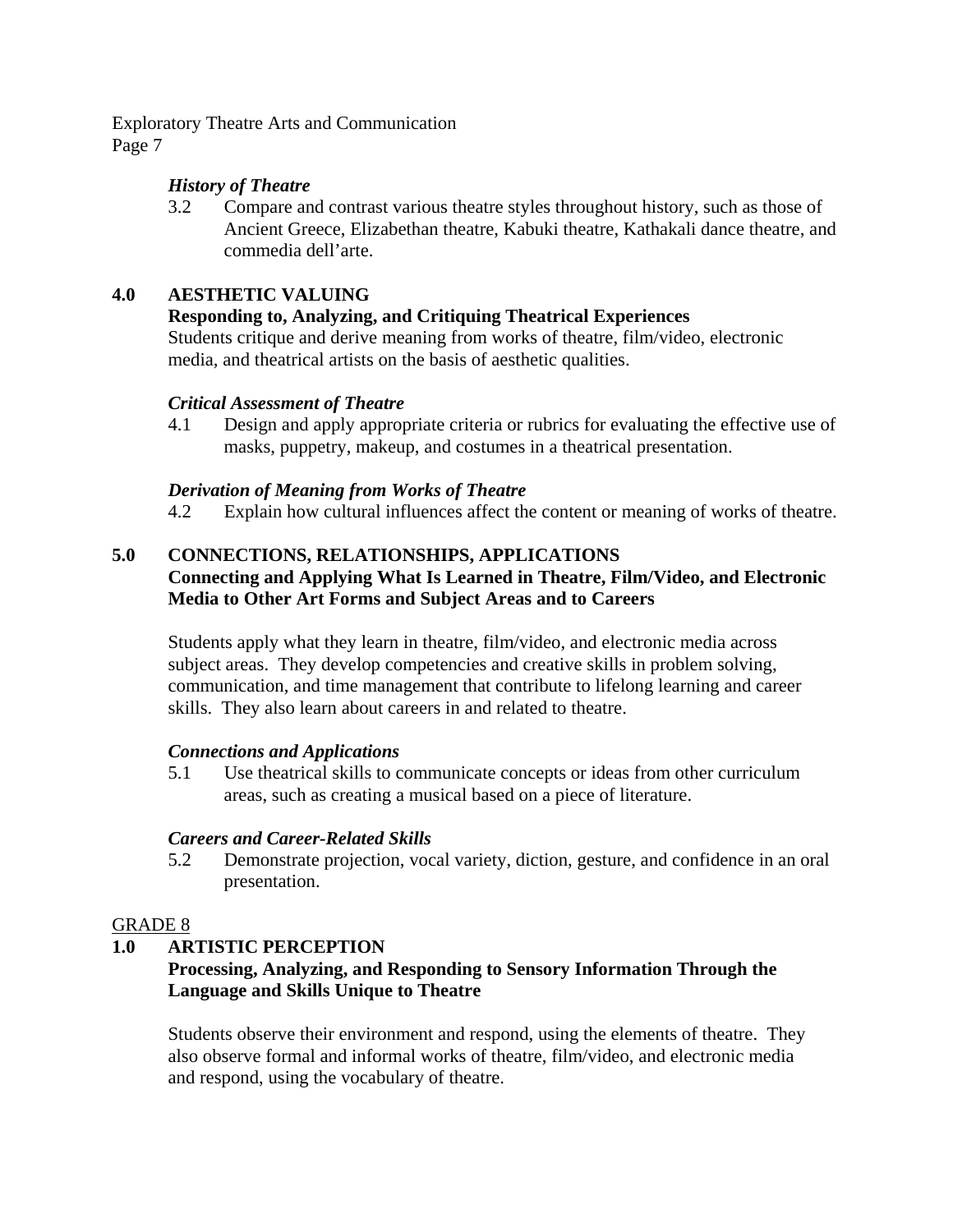### *History of Theatre*

3.2 Compare and contrast various theatre styles throughout history, such as those of Ancient Greece, Elizabethan theatre, Kabuki theatre, Kathakali dance theatre, and commedia dell'arte.

## 4.0 AESTHETIC VALUING

**Responding to, Analyzing, and Critiquing Theatrical Experiences**

Students critique and derive meaning from works of theatre, film/video, electronic media, and theatrical artists on the basis of aesthetic qualities.

### *Critical Assessment of Theatre*

4.1 Design and apply appropriate criteria or rubrics for evaluating the effective use of masks, puppetry, makeup, and costumes in a theatrical presentation.

### *Derivation of Meaning from Works of Theatre*

4.2 Explain how cultural influences affect the content or meaning of works of theatre.

## 5.0 CONNECTIONS, RELATIONSHIPS, APPLICATIONS

**Connecting and Applying What Is Learned in Theatre, Film/Video, and Electronic Media to Other Art Forms and Subject Areas and to Careers**

Students apply what they learn in theatre, film/video, and electronic media across subject areas. They develop competencies and creative skills in problem solving, communication, and time management that contribute to lifelong learning and career skills. They also learn about careers in and related to theatre.

### *Connections and Applications*

5.1 Use theatrical skills to communicate concepts or ideas from other curriculum areas, such as creating a musical based on a piece of literature.

### *Careers and Career-Related Skills*

5.2 Demonstrate projection, vocal variety, diction, gesture, and confidence in an oral presentation.

# GRADE 8

## 1.0 ARTISTIC PERCEPTION

**Processing, Analyzing, and Responding to Sensory Information Through the Language and Skills Unique to Theatre**

Students observe their environment and respond, using the elements of theatre. They also observe formal and informal works of theatre, film/video, and electronic media and respond, using the vocabulary of theatre.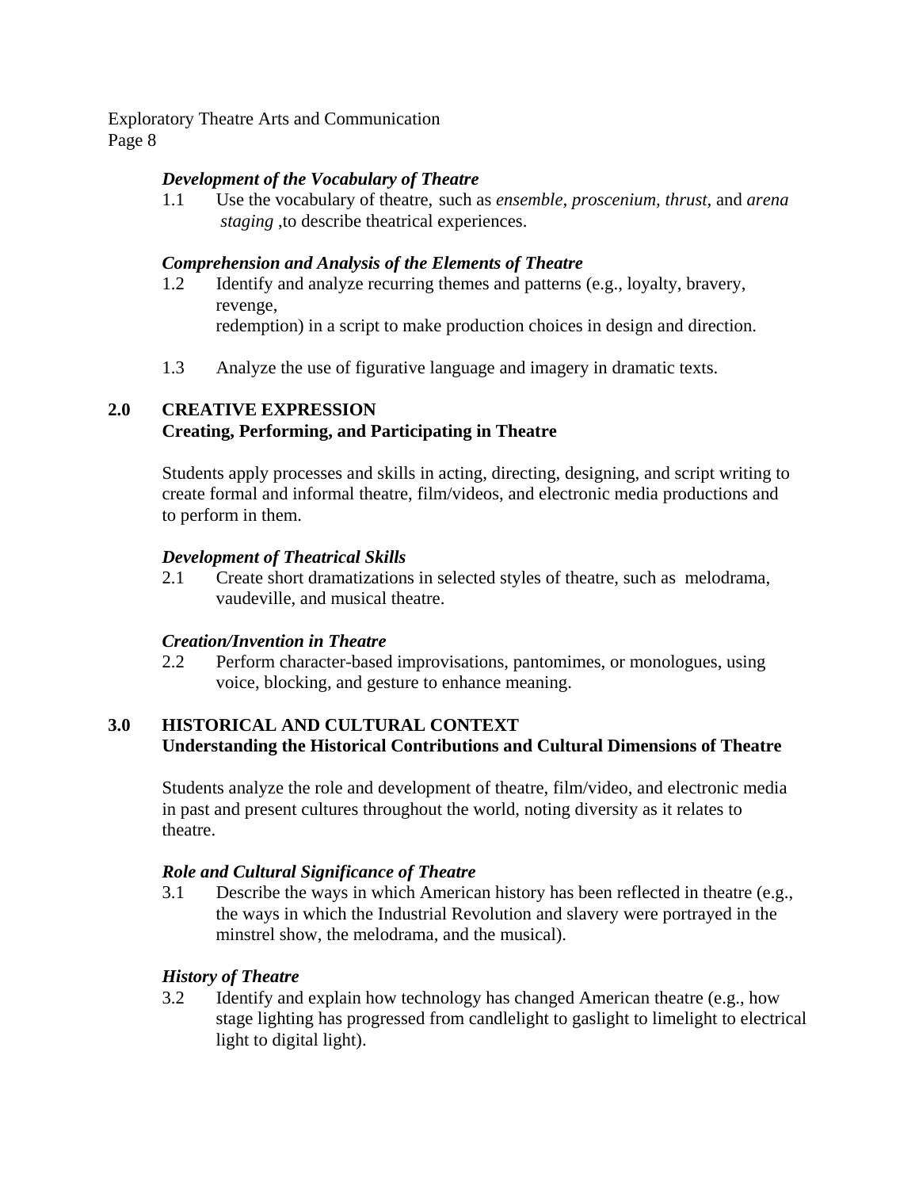### *Development of the Vocabulary of Theatre*

1.1 Use the vocabulary of theatre, such as *ensemble, proscenium, thrust*, and *arena staging* ,to describe theatrical experiences.

### *Comprehension and Analysis of the Elements of Theatre*

1.2 Identify and analyze recurring themes and patterns (e.g., loyalty, bravery, revenge, redemption) in a script to make production choices in design and direction.

1.3 Analyze the use of figurative language and imagery in dramatic texts.

## 2.0 CREATIVE EXPRESSION
## Creating, Performing, and Participating in Theatre

Students apply processes and skills in acting, directing, designing, and script writing to create formal and informal theatre, film/videos, and electronic media productions and to perform in them.

### *Development of Theatrical Skills*

2.1 Create short dramatizations in selected styles of theatre, such as melodrama, vaudeville, and musical theatre.

### *Creation/Invention in Theatre*

2.2 Perform character-based improvisations, pantomimes, or monologues, using voice, blocking, and gesture to enhance meaning.

## 3.0 HISTORICAL AND CULTURAL CONTEXT
## Understanding the Historical Contributions and Cultural Dimensions of Theatre

Students analyze the role and development of theatre, film/video, and electronic media in past and present cultures throughout the world, noting diversity as it relates to theatre.

### *Role and Cultural Significance of Theatre*

3.1 Describe the ways in which American history has been reflected in theatre (e.g., the ways in which the Industrial Revolution and slavery were portrayed in the minstrel show, the melodrama, and the musical).

### *History of Theatre*

3.2 Identify and explain how technology has changed American theatre (e.g., how stage lighting has progressed from candlelight to gaslight to limelight to electrical light to digital light).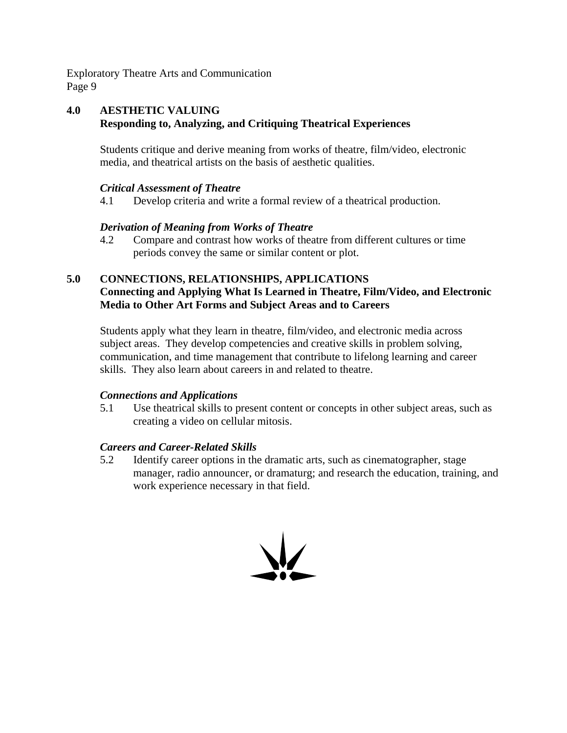## 4.0 AESTHETIC VALUING
**Responding to, Analyzing, and Critiquing Theatrical Experiences**

Students critique and derive meaning from works of theatre, film/video, electronic media, and theatrical artists on the basis of aesthetic qualities.

***Critical Assessment of Theatre***

4.1 Develop criteria and write a formal review of a theatrical production.

***Derivation of Meaning from Works of Theatre***

4.2 Compare and contrast how works of theatre from different cultures or time periods convey the same or similar content or plot.

## 5.0 CONNECTIONS, RELATIONSHIPS, APPLICATIONS
**Connecting and Applying What Is Learned in Theatre, Film/Video, and Electronic Media to Other Art Forms and Subject Areas and to Careers**

Students apply what they learn in theatre, film/video, and electronic media across subject areas. They develop competencies and creative skills in problem solving, communication, and time management that contribute to lifelong learning and career skills. They also learn about careers in and related to theatre.

***Connections and Applications***

5.1 Use theatrical skills to present content or concepts in other subject areas, such as creating a video on cellular mitosis.

***Careers and Career-Related Skills***

5.2 Identify career options in the dramatic arts, such as cinematographer, stage manager, radio announcer, or dramaturg; and research the education, training, and work experience necessary in that field.